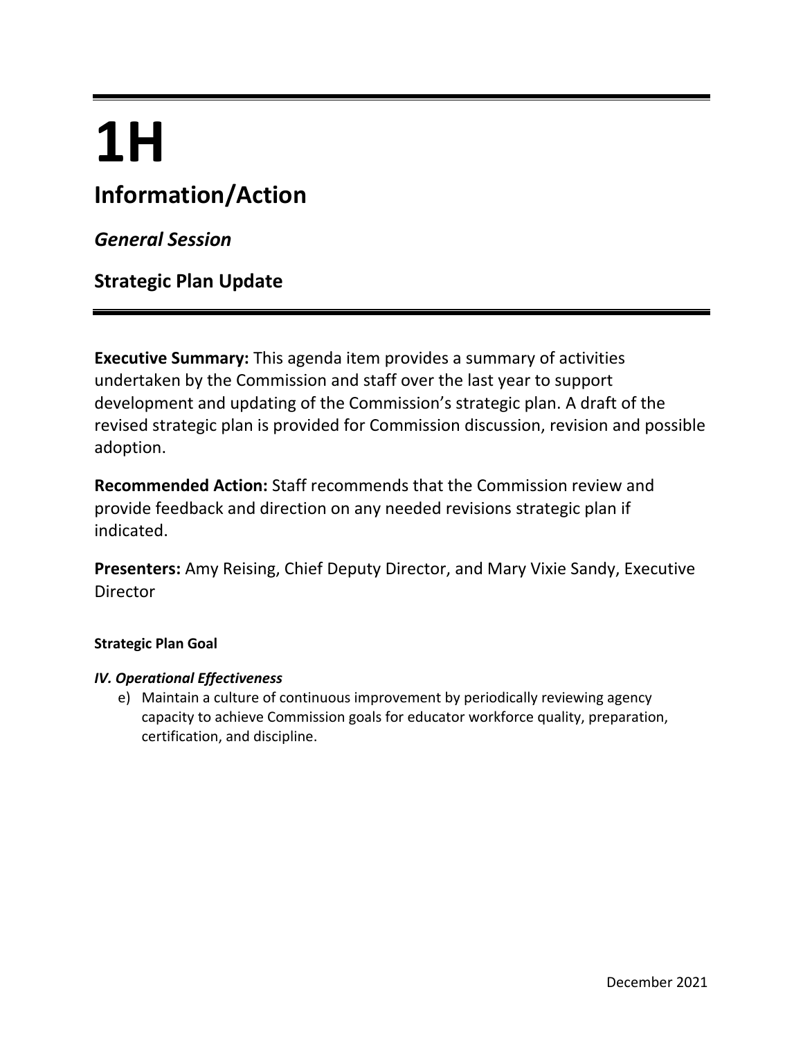# 1H

## Information/Action

### *General Session*

### Strategic Plan Update

**Executive Summary:** This agenda item provides a summary of activities undertaken by the Commission and staff over the last year to support development and updating of the Commission's strategic plan. A draft of the revised strategic plan is provided for Commission discussion, revision and possible adoption.

**Recommended Action:** Staff recommends that the Commission review and provide feedback and direction on any needed revisions strategic plan if indicated.

**Presenters:** Amy Reising, Chief Deputy Director, and Mary Vixie Sandy, Executive Director

**Strategic Plan Goal**

***IV. Operational Effectiveness***

e) Maintain a culture of continuous improvement by periodically reviewing agency capacity to achieve Commission goals for educator workforce quality, preparation, certification, and discipline.

December 2021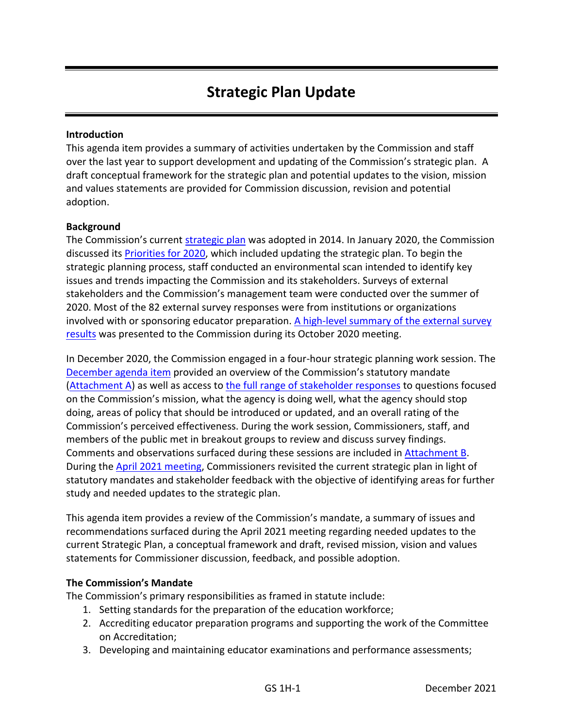# Strategic Plan Update

**Introduction**

This agenda item provides a summary of activities undertaken by the Commission and staff over the last year to support development and updating of the Commission's strategic plan. A draft conceptual framework for the strategic plan and potential updates to the vision, mission and values statements are provided for Commission discussion, revision and potential adoption.

**Background**

The Commission's current strategic plan was adopted in 2014. In January 2020, the Commission discussed its Priorities for 2020, which included updating the strategic plan. To begin the strategic planning process, staff conducted an environmental scan intended to identify key issues and trends impacting the Commission and its stakeholders. Surveys of external stakeholders and the Commission's management team were conducted over the summer of 2020. Most of the 82 external survey responses were from institutions or organizations involved with or sponsoring educator preparation. A high-level summary of the external survey results was presented to the Commission during its October 2020 meeting.

In December 2020, the Commission engaged in a four-hour strategic planning work session. The December agenda item provided an overview of the Commission's statutory mandate (Attachment A) as well as access to the full range of stakeholder responses to questions focused on the Commission's mission, what the agency is doing well, what the agency should stop doing, areas of policy that should be introduced or updated, and an overall rating of the Commission's perceived effectiveness. During the work session, Commissioners, staff, and members of the public met in breakout groups to review and discuss survey findings. Comments and observations surfaced during these sessions are included in Attachment B. During the April 2021 meeting, Commissioners revisited the current strategic plan in light of statutory mandates and stakeholder feedback with the objective of identifying areas for further study and needed updates to the strategic plan.

This agenda item provides a review of the Commission's mandate, a summary of issues and recommendations surfaced during the April 2021 meeting regarding needed updates to the current Strategic Plan, a conceptual framework and draft, revised mission, vision and values statements for Commissioner discussion, feedback, and possible adoption.

**The Commission's Mandate**

The Commission's primary responsibilities as framed in statute include:

1. Setting standards for the preparation of the education workforce;
2. Accrediting educator preparation programs and supporting the work of the Committee on Accreditation;
3. Developing and maintaining educator examinations and performance assessments;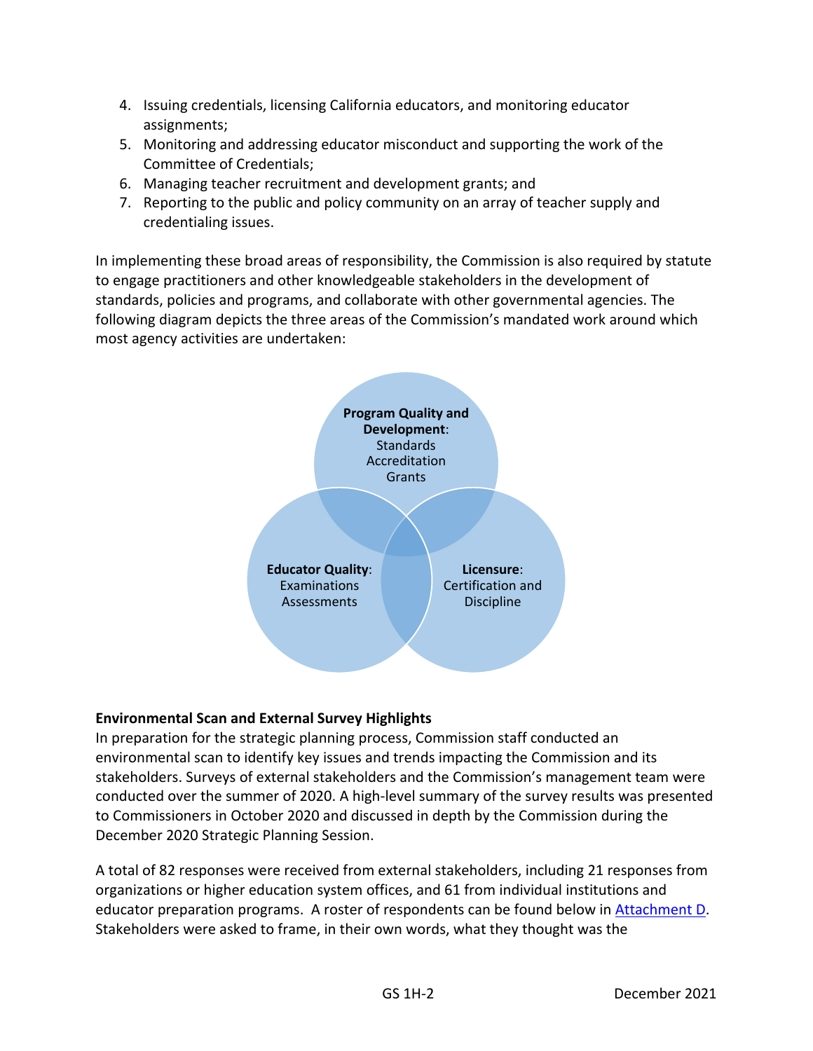4. Issuing credentials, licensing California educators, and monitoring educator assignments;
5. Monitoring and addressing educator misconduct and supporting the work of the Committee of Credentials;
6. Managing teacher recruitment and development grants; and
7. Reporting to the public and policy community on an array of teacher supply and credentialing issues.

In implementing these broad areas of responsibility, the Commission is also required by statute to engage practitioners and other knowledgeable stakeholders in the development of standards, policies and programs, and collaborate with other governmental agencies. The following diagram depicts the three areas of the Commission's mandated work around which most agency activities are undertaken:

**Program Quality and Development**: Standards Accreditation Grants

**Educator Quality**: Examinations Assessments

**Licensure**: Certification and Discipline

**Environmental Scan and External Survey Highlights**

In preparation for the strategic planning process, Commission staff conducted an environmental scan to identify key issues and trends impacting the Commission and its stakeholders. Surveys of external stakeholders and the Commission's management team were conducted over the summer of 2020. A high-level summary of the survey results was presented to Commissioners in October 2020 and discussed in depth by the Commission during the December 2020 Strategic Planning Session.

A total of 82 responses were received from external stakeholders, including 21 responses from organizations or higher education system offices, and 61 from individual institutions and educator preparation programs. A roster of respondents can be found below in Attachment D. Stakeholders were asked to frame, in their own words, what they thought was the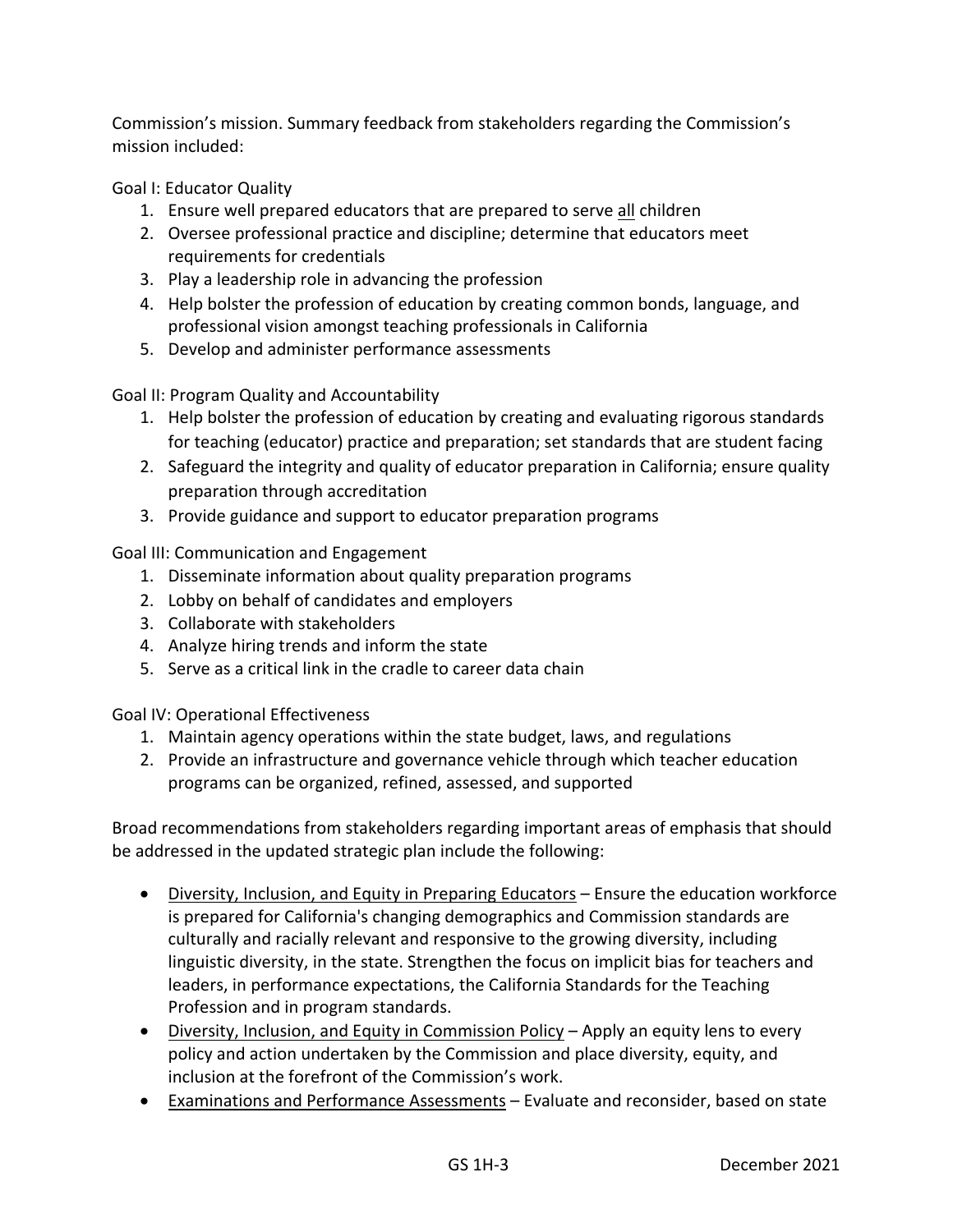Commission's mission. Summary feedback from stakeholders regarding the Commission's mission included:

Goal I: Educator Quality

1. Ensure well prepared educators that are prepared to serve <u>all</u> children
2. Oversee professional practice and discipline; determine that educators meet requirements for credentials
3. Play a leadership role in advancing the profession
4. Help bolster the profession of education by creating common bonds, language, and professional vision amongst teaching professionals in California
5. Develop and administer performance assessments

Goal II: Program Quality and Accountability

1. Help bolster the profession of education by creating and evaluating rigorous standards for teaching (educator) practice and preparation; set standards that are student facing
2. Safeguard the integrity and quality of educator preparation in California; ensure quality preparation through accreditation
3. Provide guidance and support to educator preparation programs

Goal III: Communication and Engagement

1. Disseminate information about quality preparation programs
2. Lobby on behalf of candidates and employers
3. Collaborate with stakeholders
4. Analyze hiring trends and inform the state
5. Serve as a critical link in the cradle to career data chain

Goal IV: Operational Effectiveness

1. Maintain agency operations within the state budget, laws, and regulations
2. Provide an infrastructure and governance vehicle through which teacher education programs can be organized, refined, assessed, and supported

Broad recommendations from stakeholders regarding important areas of emphasis that should be addressed in the updated strategic plan include the following:

- <u>Diversity, Inclusion, and Equity in Preparing Educators</u> – Ensure the education workforce is prepared for California's changing demographics and Commission standards are culturally and racially relevant and responsive to the growing diversity, including linguistic diversity, in the state. Strengthen the focus on implicit bias for teachers and leaders, in performance expectations, the California Standards for the Teaching Profession and in program standards.
- <u>Diversity, Inclusion, and Equity in Commission Policy</u> – Apply an equity lens to every policy and action undertaken by the Commission and place diversity, equity, and inclusion at the forefront of the Commission's work.
- <u>Examinations and Performance Assessments</u> – Evaluate and reconsider, based on state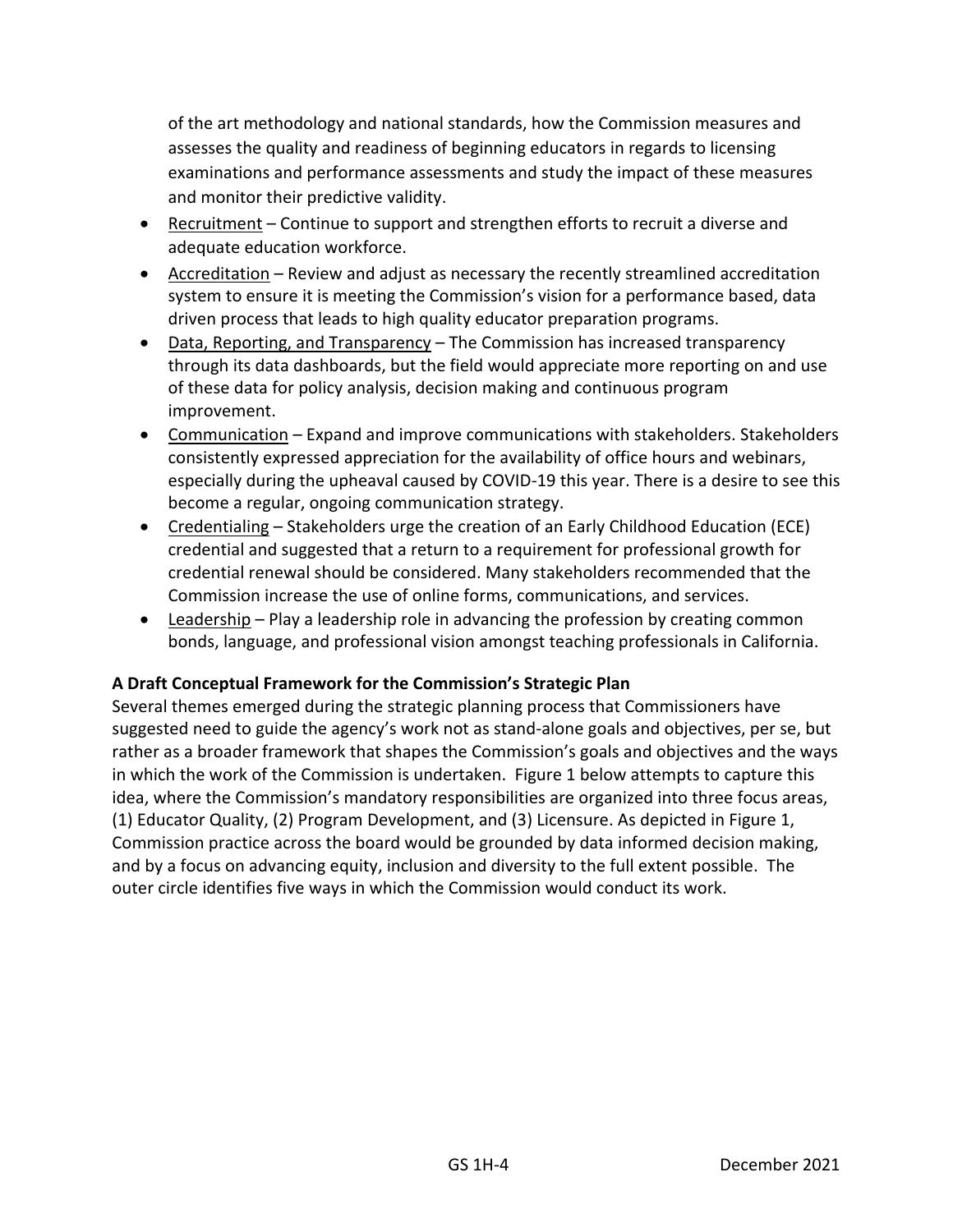of the art methodology and national standards, how the Commission measures and assesses the quality and readiness of beginning educators in regards to licensing examinations and performance assessments and study the impact of these measures and monitor their predictive validity.

- Recruitment – Continue to support and strengthen efforts to recruit a diverse and adequate education workforce.
- Accreditation – Review and adjust as necessary the recently streamlined accreditation system to ensure it is meeting the Commission's vision for a performance based, data driven process that leads to high quality educator preparation programs.
- Data, Reporting, and Transparency – The Commission has increased transparency through its data dashboards, but the field would appreciate more reporting on and use of these data for policy analysis, decision making and continuous program improvement.
- Communication – Expand and improve communications with stakeholders. Stakeholders consistently expressed appreciation for the availability of office hours and webinars, especially during the upheaval caused by COVID-19 this year. There is a desire to see this become a regular, ongoing communication strategy.
- Credentialing – Stakeholders urge the creation of an Early Childhood Education (ECE) credential and suggested that a return to a requirement for professional growth for credential renewal should be considered. Many stakeholders recommended that the Commission increase the use of online forms, communications, and services.
- Leadership – Play a leadership role in advancing the profession by creating common bonds, language, and professional vision amongst teaching professionals in California.

**A Draft Conceptual Framework for the Commission's Strategic Plan**

Several themes emerged during the strategic planning process that Commissioners have suggested need to guide the agency's work not as stand-alone goals and objectives, per se, but rather as a broader framework that shapes the Commission's goals and objectives and the ways in which the work of the Commission is undertaken. Figure 1 below attempts to capture this idea, where the Commission's mandatory responsibilities are organized into three focus areas, (1) Educator Quality, (2) Program Development, and (3) Licensure. As depicted in Figure 1, Commission practice across the board would be grounded by data informed decision making, and by a focus on advancing equity, inclusion and diversity to the full extent possible. The outer circle identifies five ways in which the Commission would conduct its work.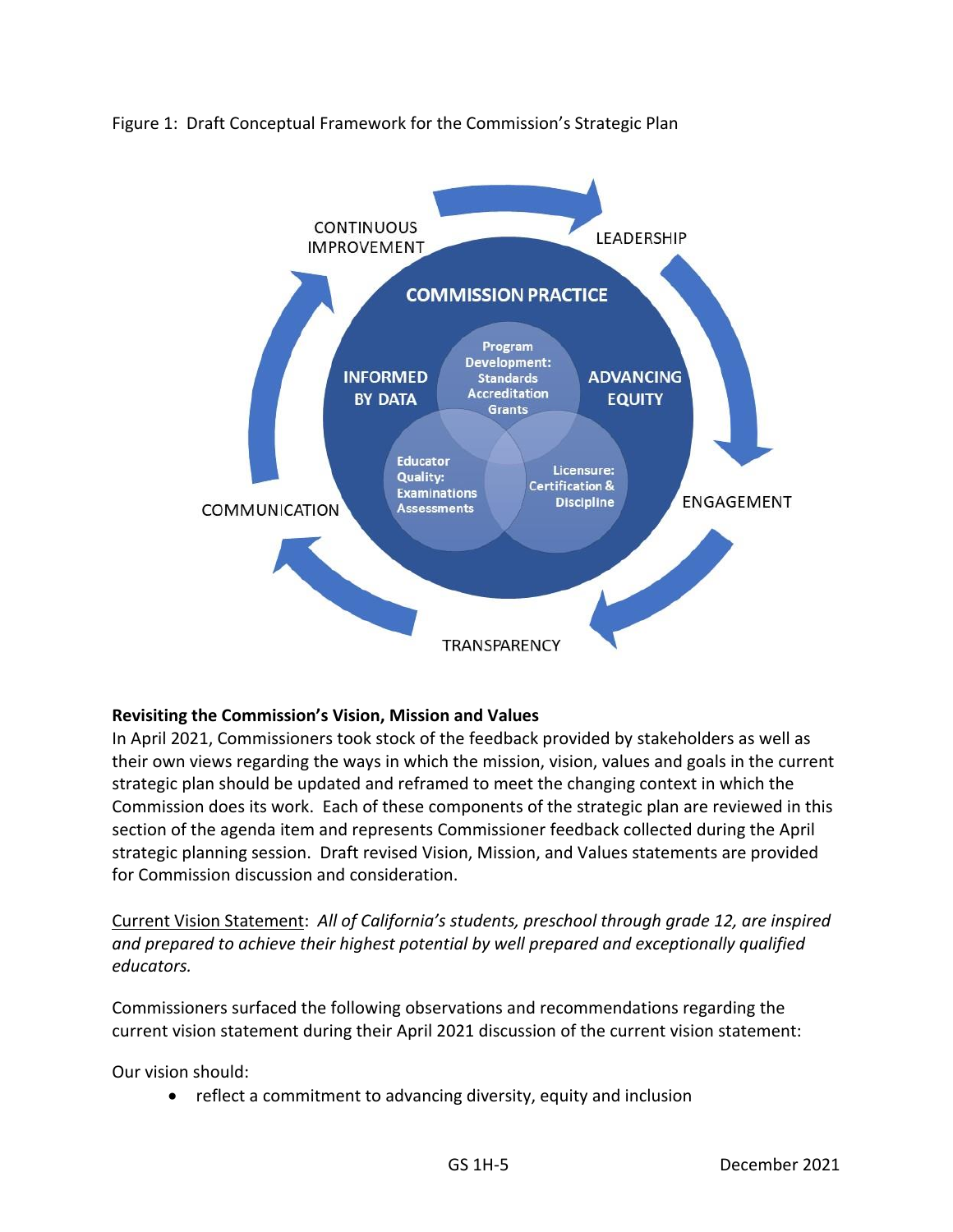Figure 1: Draft Conceptual Framework for the Commission's Strategic Plan

CONTINUOUS IMPROVEMENT

LEADERSHIP

COMMISSION PRACTICE

INFORMED BY DATA

Program Development: Standards Accreditation Grants

ADVANCING EQUITY

Educator Quality: Examinations Assessments

Licensure: Certification & Discipline

COMMUNICATION

ENGAGEMENT

TRANSPARENCY

**Revisiting the Commission's Vision, Mission and Values**

In April 2021, Commissioners took stock of the feedback provided by stakeholders as well as their own views regarding the ways in which the mission, vision, values and goals in the current strategic plan should be updated and reframed to meet the changing context in which the Commission does its work. Each of these components of the strategic plan are reviewed in this section of the agenda item and represents Commissioner feedback collected during the April strategic planning session. Draft revised Vision, Mission, and Values statements are provided for Commission discussion and consideration.

Current Vision Statement: *All of California's students, preschool through grade 12, are inspired and prepared to achieve their highest potential by well prepared and exceptionally qualified educators.*

Commissioners surfaced the following observations and recommendations regarding the current vision statement during their April 2021 discussion of the current vision statement:

Our vision should:

- reflect a commitment to advancing diversity, equity and inclusion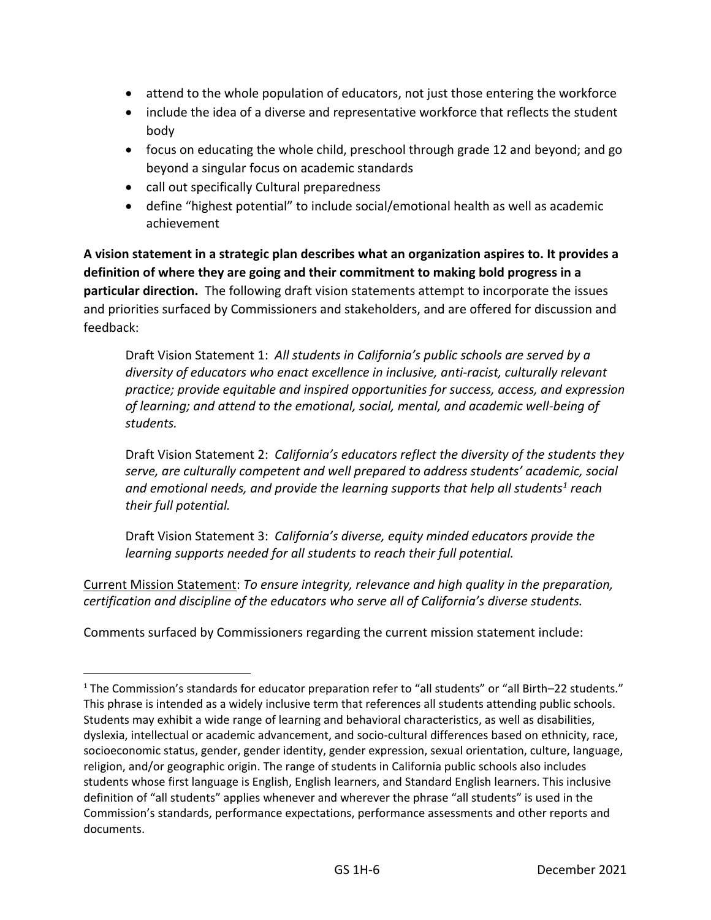- attend to the whole population of educators, not just those entering the workforce
- include the idea of a diverse and representative workforce that reflects the student body
- focus on educating the whole child, preschool through grade 12 and beyond; and go beyond a singular focus on academic standards
- call out specifically Cultural preparedness
- define "highest potential" to include social/emotional health as well as academic achievement

**A vision statement in a strategic plan describes what an organization aspires to. It provides a definition of where they are going and their commitment to making bold progress in a particular direction.** The following draft vision statements attempt to incorporate the issues and priorities surfaced by Commissioners and stakeholders, and are offered for discussion and feedback:

> Draft Vision Statement 1: *All students in California's public schools are served by a diversity of educators who enact excellence in inclusive, anti-racist, culturally relevant practice; provide equitable and inspired opportunities for success, access, and expression of learning; and attend to the emotional, social, mental, and academic well-being of students.*
>
> Draft Vision Statement 2: *California's educators reflect the diversity of the students they serve, are culturally competent and well prepared to address students' academic, social and emotional needs, and provide the learning supports that help all students[1] reach their full potential.*
>
> Draft Vision Statement 3: *California's diverse, equity minded educators provide the learning supports needed for all students to reach their full potential.*

Current Mission Statement: *To ensure integrity, relevance and high quality in the preparation, certification and discipline of the educators who serve all of California's diverse students.*

Comments surfaced by Commissioners regarding the current mission statement include:

---

[1] The Commission's standards for educator preparation refer to "all students" or "all Birth–22 students." This phrase is intended as a widely inclusive term that references all students attending public schools. Students may exhibit a wide range of learning and behavioral characteristics, as well as disabilities, dyslexia, intellectual or academic advancement, and socio-cultural differences based on ethnicity, race, socioeconomic status, gender, gender identity, gender expression, sexual orientation, culture, language, religion, and/or geographic origin. The range of students in California public schools also includes students whose first language is English, English learners, and Standard English learners. This inclusive definition of "all students" applies whenever and wherever the phrase "all students" is used in the Commission's standards, performance expectations, performance assessments and other reports and documents.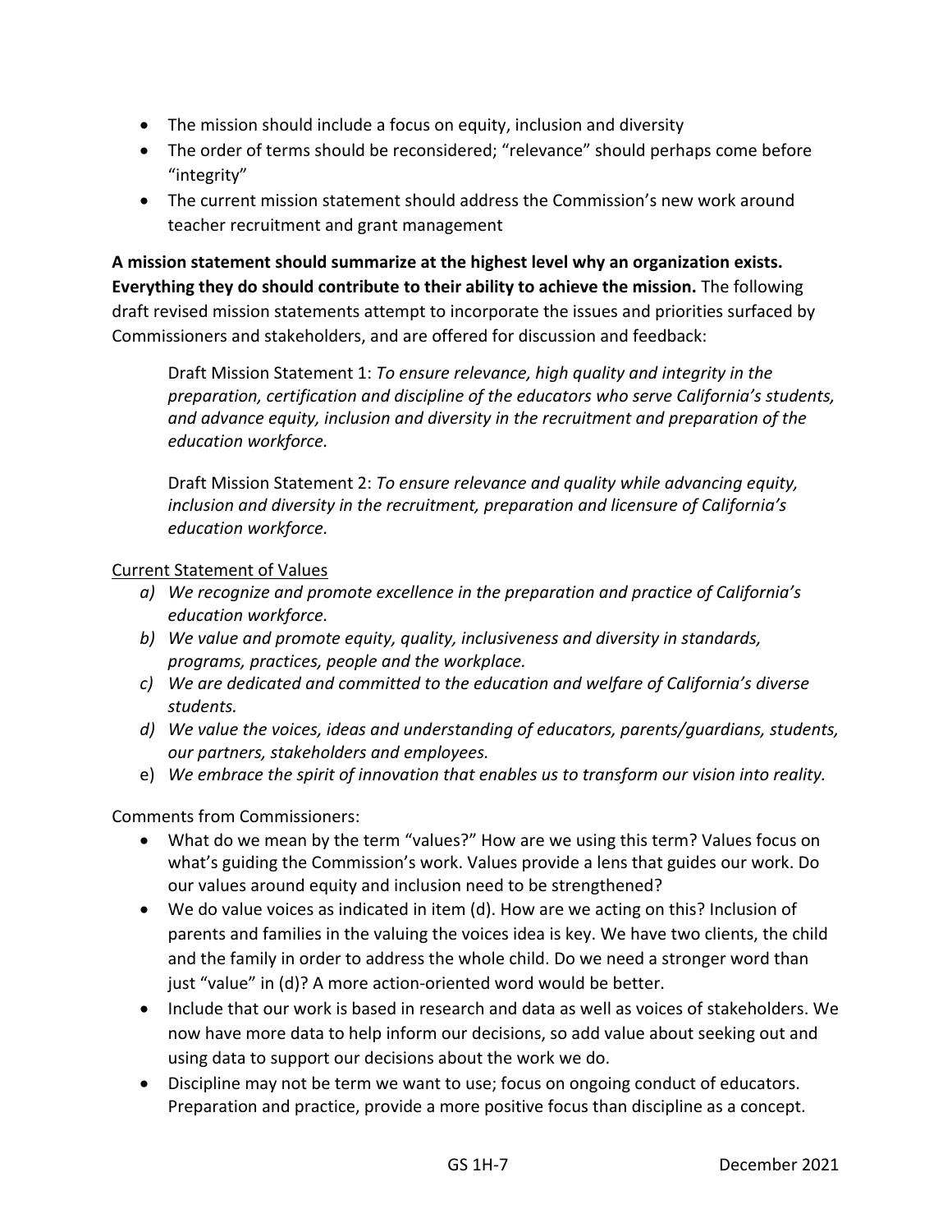- The mission should include a focus on equity, inclusion and diversity
- The order of terms should be reconsidered; "relevance" should perhaps come before "integrity"
- The current mission statement should address the Commission's new work around teacher recruitment and grant management

**A mission statement should summarize at the highest level why an organization exists. Everything they do should contribute to their ability to achieve the mission.** The following draft revised mission statements attempt to incorporate the issues and priorities surfaced by Commissioners and stakeholders, and are offered for discussion and feedback:

> Draft Mission Statement 1: *To ensure relevance, high quality and integrity in the preparation, certification and discipline of the educators who serve California's students, and advance equity, inclusion and diversity in the recruitment and preparation of the education workforce.*
>
> Draft Mission Statement 2: *To ensure relevance and quality while advancing equity, inclusion and diversity in the recruitment, preparation and licensure of California's education workforce.*

<u>Current Statement of Values</u>

a) *We recognize and promote excellence in the preparation and practice of California's education workforce.*
b) *We value and promote equity, quality, inclusiveness and diversity in standards, programs, practices, people and the workplace.*
c) *We are dedicated and committed to the education and welfare of California's diverse students.*
d) *We value the voices, ideas and understanding of educators, parents/guardians, students, our partners, stakeholders and employees.*
e) *We embrace the spirit of innovation that enables us to transform our vision into reality.*

Comments from Commissioners:

- What do we mean by the term "values?" How are we using this term? Values focus on what's guiding the Commission's work. Values provide a lens that guides our work. Do our values around equity and inclusion need to be strengthened?
- We do value voices as indicated in item (d). How are we acting on this? Inclusion of parents and families in the valuing the voices idea is key. We have two clients, the child and the family in order to address the whole child. Do we need a stronger word than just "value" in (d)? A more action-oriented word would be better.
- Include that our work is based in research and data as well as voices of stakeholders. We now have more data to help inform our decisions, so add value about seeking out and using data to support our decisions about the work we do.
- Discipline may not be term we want to use; focus on ongoing conduct of educators. Preparation and practice, provide a more positive focus than discipline as a concept.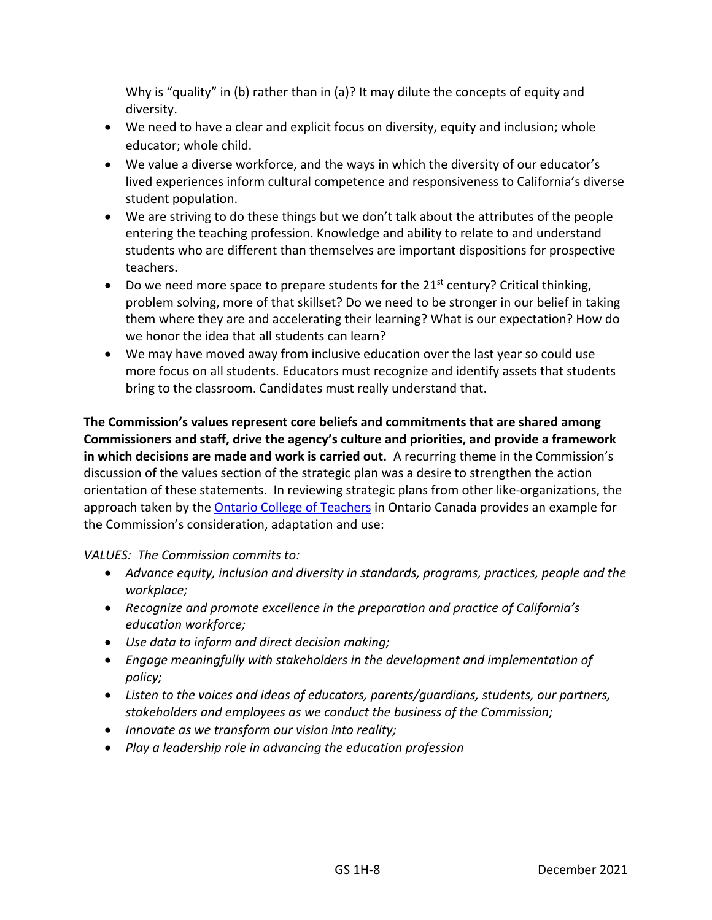Why is "quality" in (b) rather than in (a)? It may dilute the concepts of equity and diversity.

- We need to have a clear and explicit focus on diversity, equity and inclusion; whole educator; whole child.
- We value a diverse workforce, and the ways in which the diversity of our educator's lived experiences inform cultural competence and responsiveness to California's diverse student population.
- We are striving to do these things but we don't talk about the attributes of the people entering the teaching profession. Knowledge and ability to relate to and understand students who are different than themselves are important dispositions for prospective teachers.
- Do we need more space to prepare students for the 21st century? Critical thinking, problem solving, more of that skillset? Do we need to be stronger in our belief in taking them where they are and accelerating their learning? What is our expectation? How do we honor the idea that all students can learn?
- We may have moved away from inclusive education over the last year so could use more focus on all students. Educators must recognize and identify assets that students bring to the classroom. Candidates must really understand that.

**The Commission's values represent core beliefs and commitments that are shared among Commissioners and staff, drive the agency's culture and priorities, and provide a framework in which decisions are made and work is carried out.** A recurring theme in the Commission's discussion of the values section of the strategic plan was a desire to strengthen the action orientation of these statements. In reviewing strategic plans from other like-organizations, the approach taken by the Ontario College of Teachers in Ontario Canada provides an example for the Commission's consideration, adaptation and use:

*VALUES: The Commission commits to:*

- *Advance equity, inclusion and diversity in standards, programs, practices, people and the workplace;*
- *Recognize and promote excellence in the preparation and practice of California's education workforce;*
- *Use data to inform and direct decision making;*
- *Engage meaningfully with stakeholders in the development and implementation of policy;*
- *Listen to the voices and ideas of educators, parents/guardians, students, our partners, stakeholders and employees as we conduct the business of the Commission;*
- *Innovate as we transform our vision into reality;*
- *Play a leadership role in advancing the education profession*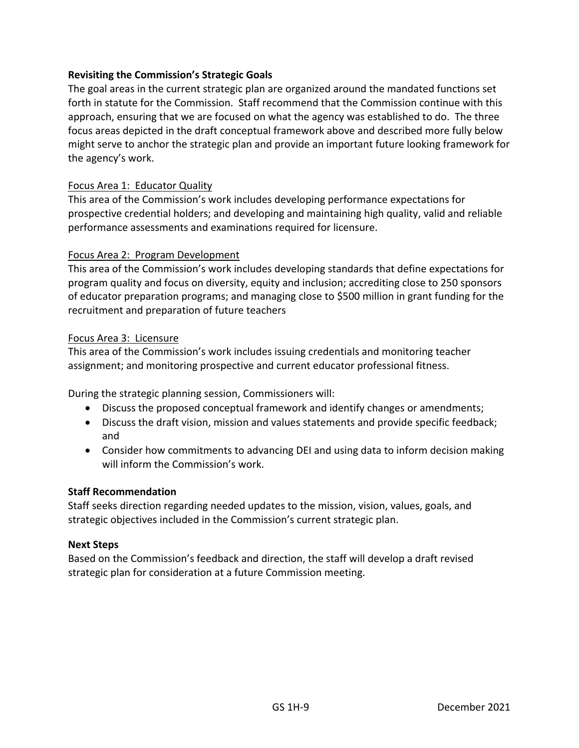### Revisiting the Commission's Strategic Goals

The goal areas in the current strategic plan are organized around the mandated functions set forth in statute for the Commission. Staff recommend that the Commission continue with this approach, ensuring that we are focused on what the agency was established to do. The three focus areas depicted in the draft conceptual framework above and described more fully below might serve to anchor the strategic plan and provide an important future looking framework for the agency's work.

Focus Area 1: Educator Quality

This area of the Commission's work includes developing performance expectations for prospective credential holders; and developing and maintaining high quality, valid and reliable performance assessments and examinations required for licensure.

Focus Area 2: Program Development

This area of the Commission's work includes developing standards that define expectations for program quality and focus on diversity, equity and inclusion; accrediting close to 250 sponsors of educator preparation programs; and managing close to $500 million in grant funding for the recruitment and preparation of future teachers

Focus Area 3: Licensure

This area of the Commission's work includes issuing credentials and monitoring teacher assignment; and monitoring prospective and current educator professional fitness.

During the strategic planning session, Commissioners will:

- Discuss the proposed conceptual framework and identify changes or amendments;
- Discuss the draft vision, mission and values statements and provide specific feedback; and
- Consider how commitments to advancing DEI and using data to inform decision making will inform the Commission's work.

### Staff Recommendation

Staff seeks direction regarding needed updates to the mission, vision, values, goals, and strategic objectives included in the Commission's current strategic plan.

### Next Steps

Based on the Commission's feedback and direction, the staff will develop a draft revised strategic plan for consideration at a future Commission meeting.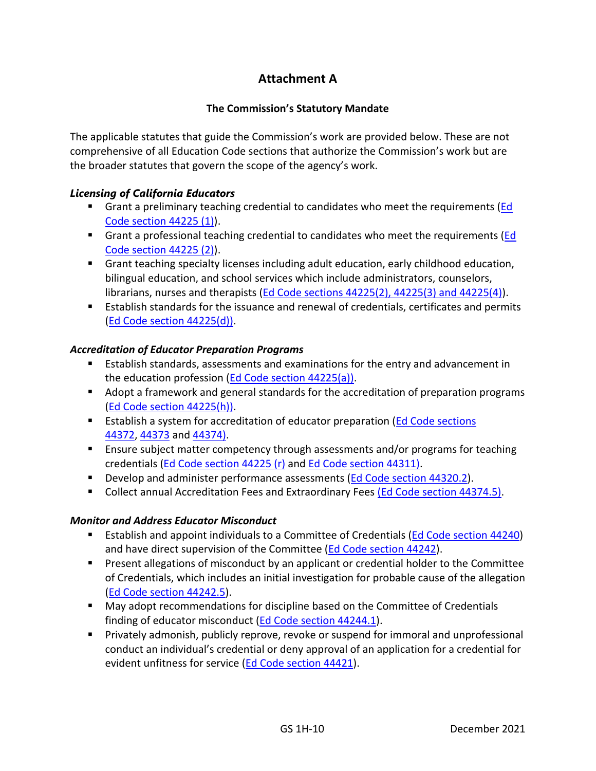## Attachment A

### The Commission's Statutory Mandate

The applicable statutes that guide the Commission's work are provided below. These are not comprehensive of all Education Code sections that authorize the Commission's work but are the broader statutes that govern the scope of the agency's work.

***Licensing of California Educators***

- Grant a preliminary teaching credential to candidates who meet the requirements (Ed Code section 44225 (1)).
- Grant a professional teaching credential to candidates who meet the requirements (Ed Code section 44225 (2)).
- Grant teaching specialty licenses including adult education, early childhood education, bilingual education, and school services which include administrators, counselors, librarians, nurses and therapists (Ed Code sections 44225(2), 44225(3) and 44225(4)).
- Establish standards for the issuance and renewal of credentials, certificates and permits (Ed Code section 44225(d)).

***Accreditation of Educator Preparation Programs***

- Establish standards, assessments and examinations for the entry and advancement in the education profession (Ed Code section 44225(a)).
- Adopt a framework and general standards for the accreditation of preparation programs (Ed Code section 44225(h)).
- Establish a system for accreditation of educator preparation (Ed Code sections 44372, 44373 and 44374).
- Ensure subject matter competency through assessments and/or programs for teaching credentials (Ed Code section 44225 (r) and Ed Code section 44311).
- Develop and administer performance assessments (Ed Code section 44320.2).
- Collect annual Accreditation Fees and Extraordinary Fees (Ed Code section 44374.5).

***Monitor and Address Educator Misconduct***

- Establish and appoint individuals to a Committee of Credentials (Ed Code section 44240) and have direct supervision of the Committee (Ed Code section 44242).
- Present allegations of misconduct by an applicant or credential holder to the Committee of Credentials, which includes an initial investigation for probable cause of the allegation (Ed Code section 44242.5).
- May adopt recommendations for discipline based on the Committee of Credentials finding of educator misconduct (Ed Code section 44244.1).
- Privately admonish, publicly reprove, revoke or suspend for immoral and unprofessional conduct an individual's credential or deny approval of an application for a credential for evident unfitness for service (Ed Code section 44421).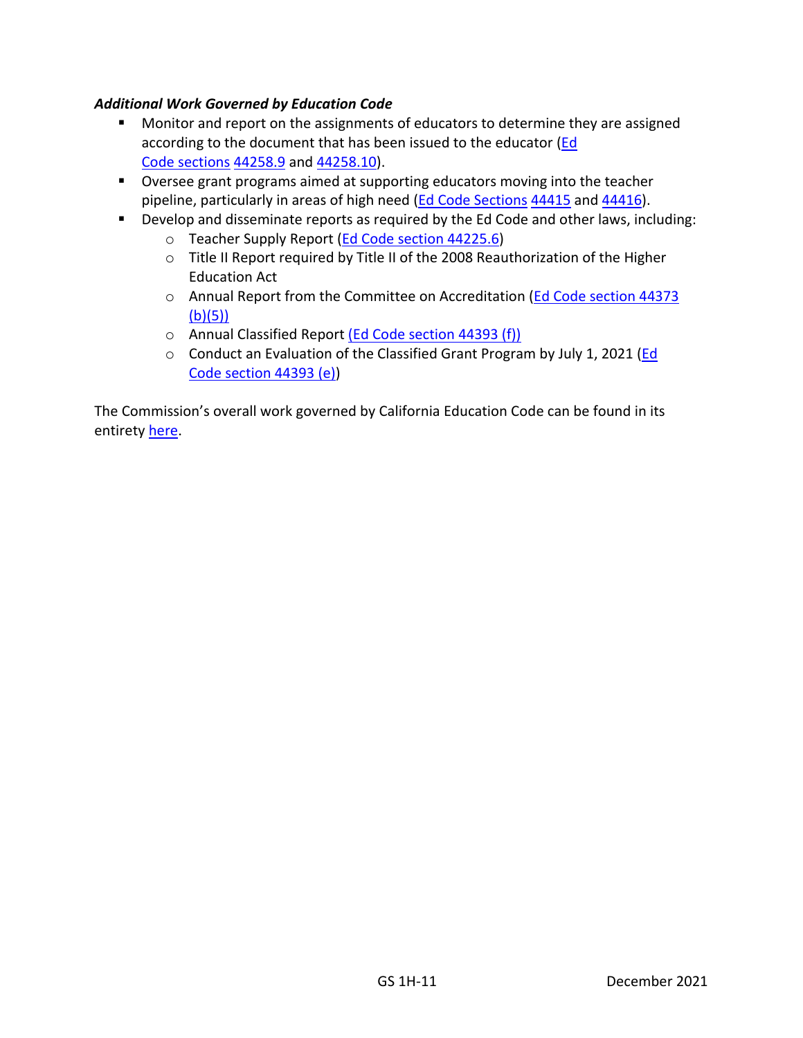***Additional Work Governed by Education Code***

- Monitor and report on the assignments of educators to determine they are assigned according to the document that has been issued to the educator (Ed Code sections 44258.9 and 44258.10).
- Oversee grant programs aimed at supporting educators moving into the teacher pipeline, particularly in areas of high need (Ed Code Sections 44415 and 44416).
- Develop and disseminate reports as required by the Ed Code and other laws, including:
    - Teacher Supply Report (Ed Code section 44225.6)
    - Title II Report required by Title II of the 2008 Reauthorization of the Higher Education Act
    - Annual Report from the Committee on Accreditation (Ed Code section 44373 (b)(5))
    - Annual Classified Report (Ed Code section 44393 (f))
    - Conduct an Evaluation of the Classified Grant Program by July 1, 2021 (Ed Code section 44393 (e))

The Commission's overall work governed by California Education Code can be found in its entirety here.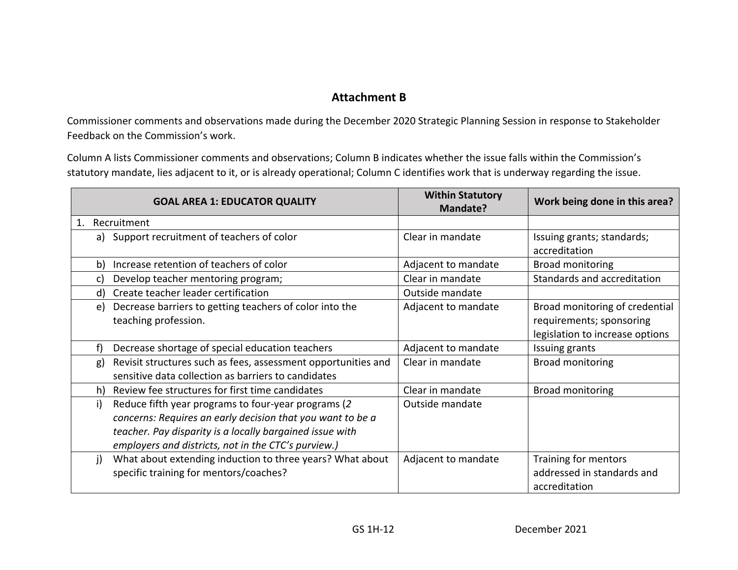## Attachment B

Commissioner comments and observations made during the December 2020 Strategic Planning Session in response to Stakeholder Feedback on the Commission's work.

Column A lists Commissioner comments and observations; Column B indicates whether the issue falls within the Commission's statutory mandate, lies adjacent to it, or is already operational; Column C identifies work that is underway regarding the issue.

| GOAL AREA 1: EDUCATOR QUALITY | Within Statutory Mandate? | Work being done in this area? |
|---|---|---|
| 1. Recruitment | | |
| a) Support recruitment of teachers of color | Clear in mandate | Issuing grants; standards; accreditation |
| b) Increase retention of teachers of color | Adjacent to mandate | Broad monitoring |
| c) Develop teacher mentoring program; | Clear in mandate | Standards and accreditation |
| d) Create teacher leader certification | Outside mandate | |
| e) Decrease barriers to getting teachers of color into the teaching profession. | Adjacent to mandate | Broad monitoring of credential requirements; sponsoring legislation to increase options |
| f) Decrease shortage of special education teachers | Adjacent to mandate | Issuing grants |
| g) Revisit structures such as fees, assessment opportunities and sensitive data collection as barriers to candidates | Clear in mandate | Broad monitoring |
| h) Review fee structures for first time candidates | Clear in mandate | Broad monitoring |
| i) Reduce fifth year programs to four-year programs (*2 concerns: Requires an early decision that you want to be a teacher. Pay disparity is a locally bargained issue with employers and districts, not in the CTC's purview.)* | Outside mandate | |
| j) What about extending induction to three years? What about specific training for mentors/coaches? | Adjacent to mandate | Training for mentors addressed in standards and accreditation |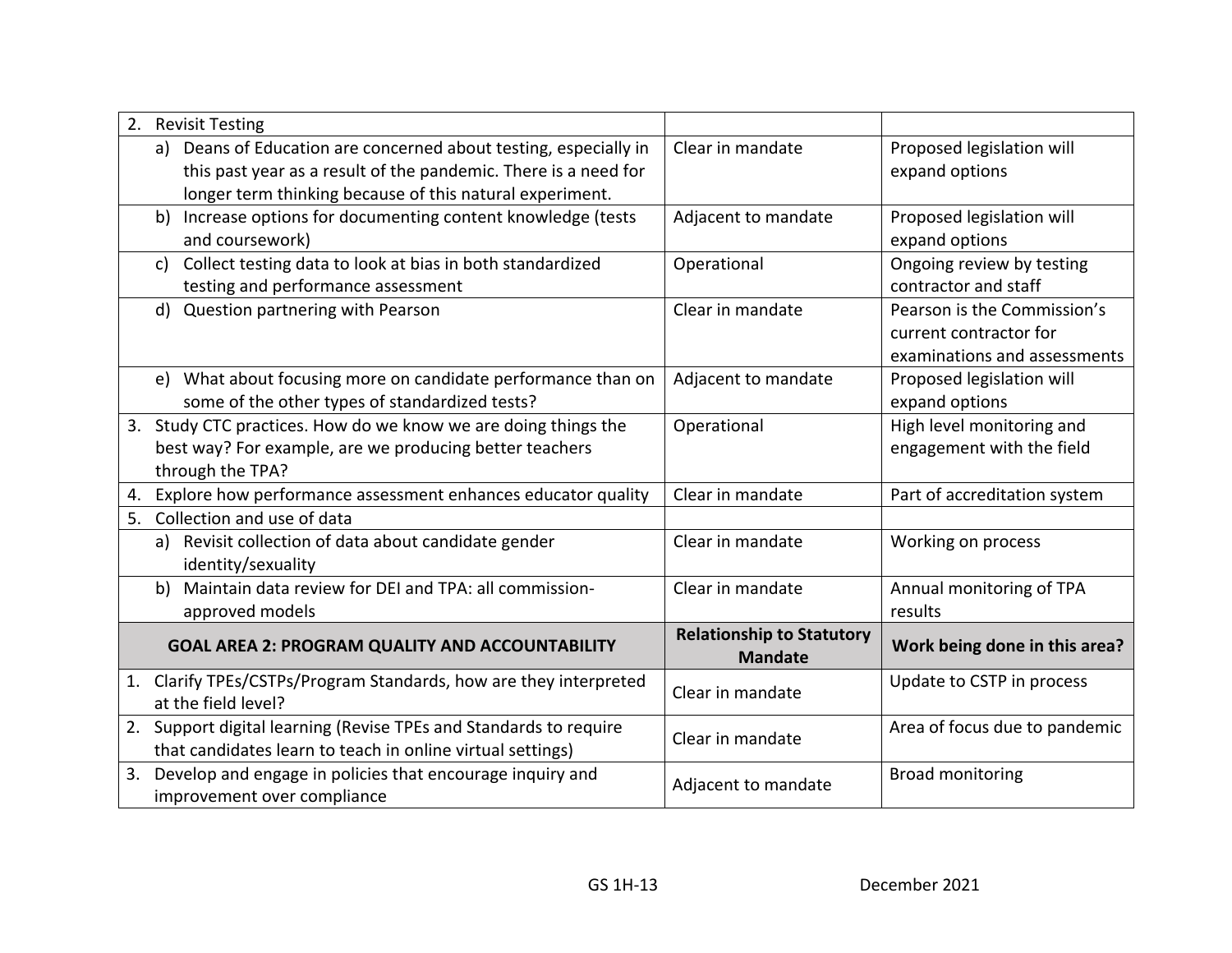| | | |
|---|---|---|
| 2. Revisit Testing | | |
| a) Deans of Education are concerned about testing, especially in this past year as a result of the pandemic. There is a need for longer term thinking because of this natural experiment. | Clear in mandate | Proposed legislation will expand options |
| b) Increase options for documenting content knowledge (tests and coursework) | Adjacent to mandate | Proposed legislation will expand options |
| c) Collect testing data to look at bias in both standardized testing and performance assessment | Operational | Ongoing review by testing contractor and staff |
| d) Question partnering with Pearson | Clear in mandate | Pearson is the Commission's current contractor for examinations and assessments |
| e) What about focusing more on candidate performance than on some of the other types of standardized tests? | Adjacent to mandate | Proposed legislation will expand options |
| 3. Study CTC practices. How do we know we are doing things the best way? For example, are we producing better teachers through the TPA? | Operational | High level monitoring and engagement with the field |
| 4. Explore how performance assessment enhances educator quality | Clear in mandate | Part of accreditation system |
| 5. Collection and use of data | | |
| a) Revisit collection of data about candidate gender identity/sexuality | Clear in mandate | Working on process |
| b) Maintain data review for DEI and TPA: all commission-approved models | Clear in mandate | Annual monitoring of TPA results |
| **GOAL AREA 2: PROGRAM QUALITY AND ACCOUNTABILITY** | **Relationship to Statutory Mandate** | **Work being done in this area?** |
| 1. Clarify TPEs/CSTPs/Program Standards, how are they interpreted at the field level? | Clear in mandate | Update to CSTP in process |
| 2. Support digital learning (Revise TPEs and Standards to require that candidates learn to teach in online virtual settings) | Clear in mandate | Area of focus due to pandemic |
| 3. Develop and engage in policies that encourage inquiry and improvement over compliance | Adjacent to mandate | Broad monitoring |

GS 1H-13 December 2021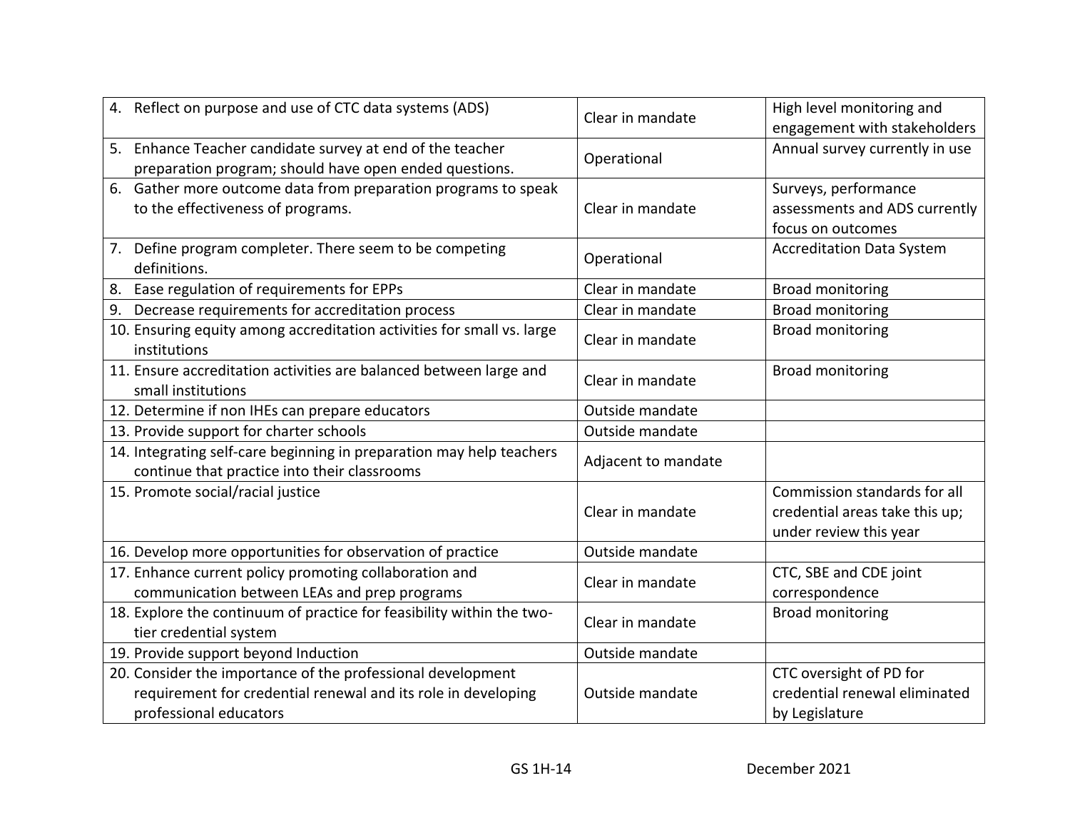| | | |
|---|---|---|
| 4. Reflect on purpose and use of CTC data systems (ADS) | Clear in mandate | High level monitoring and engagement with stakeholders |
| 5. Enhance Teacher candidate survey at end of the teacher preparation program; should have open ended questions. | Operational | Annual survey currently in use |
| 6. Gather more outcome data from preparation programs to speak to the effectiveness of programs. | Clear in mandate | Surveys, performance assessments and ADS currently focus on outcomes |
| 7. Define program completer. There seem to be competing definitions. | Operational | Accreditation Data System |
| 8. Ease regulation of requirements for EPPs | Clear in mandate | Broad monitoring |
| 9. Decrease requirements for accreditation process | Clear in mandate | Broad monitoring |
| 10. Ensuring equity among accreditation activities for small vs. large institutions | Clear in mandate | Broad monitoring |
| 11. Ensure accreditation activities are balanced between large and small institutions | Clear in mandate | Broad monitoring |
| 12. Determine if non IHEs can prepare educators | Outside mandate | |
| 13. Provide support for charter schools | Outside mandate | |
| 14. Integrating self-care beginning in preparation may help teachers continue that practice into their classrooms | Adjacent to mandate | |
| 15. Promote social/racial justice | Clear in mandate | Commission standards for all credential areas take this up; under review this year |
| 16. Develop more opportunities for observation of practice | Outside mandate | |
| 17. Enhance current policy promoting collaboration and communication between LEAs and prep programs | Clear in mandate | CTC, SBE and CDE joint correspondence |
| 18. Explore the continuum of practice for feasibility within the two-tier credential system | Clear in mandate | Broad monitoring |
| 19. Provide support beyond Induction | Outside mandate | |
| 20. Consider the importance of the professional development requirement for credential renewal and its role in developing professional educators | Outside mandate | CTC oversight of PD for credential renewal eliminated by Legislature |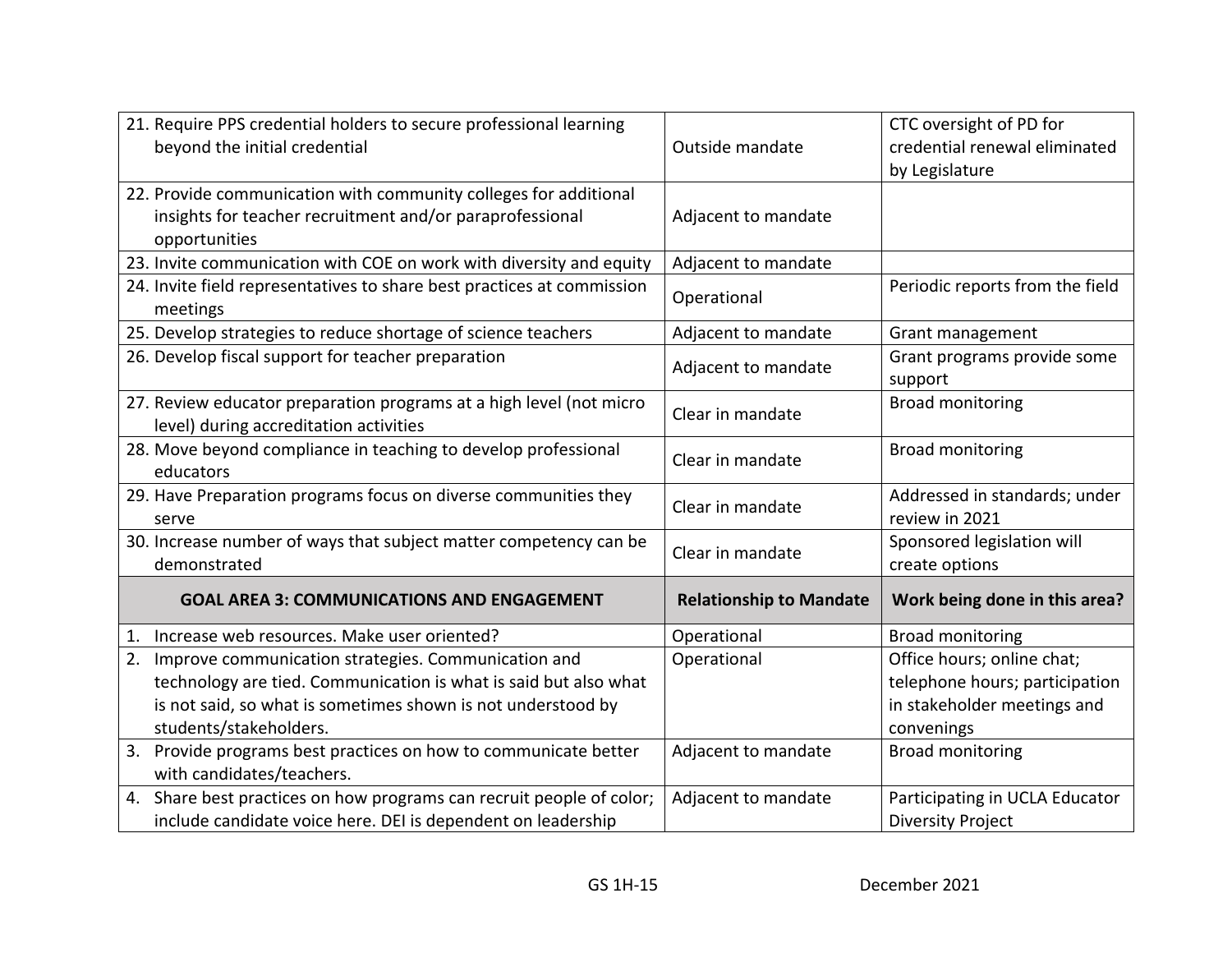| | | |
|---|---|---|
| 21. Require PPS credential holders to secure professional learning beyond the initial credential | Outside mandate | CTC oversight of PD for credential renewal eliminated by Legislature |
| 22. Provide communication with community colleges for additional insights for teacher recruitment and/or paraprofessional opportunities | Adjacent to mandate | |
| 23. Invite communication with COE on work with diversity and equity | Adjacent to mandate | |
| 24. Invite field representatives to share best practices at commission meetings | Operational | Periodic reports from the field |
| 25. Develop strategies to reduce shortage of science teachers | Adjacent to mandate | Grant management |
| 26. Develop fiscal support for teacher preparation | Adjacent to mandate | Grant programs provide some support |
| 27. Review educator preparation programs at a high level (not micro level) during accreditation activities | Clear in mandate | Broad monitoring |
| 28. Move beyond compliance in teaching to develop professional educators | Clear in mandate | Broad monitoring |
| 29. Have Preparation programs focus on diverse communities they serve | Clear in mandate | Addressed in standards; under review in 2021 |
| 30. Increase number of ways that subject matter competency can be demonstrated | Clear in mandate | Sponsored legislation will create options |
| **GOAL AREA 3: COMMUNICATIONS AND ENGAGEMENT** | **Relationship to Mandate** | **Work being done in this area?** |
| 1. Increase web resources. Make user oriented? | Operational | Broad monitoring |
| 2. Improve communication strategies. Communication and technology are tied. Communication is what is said but also what is not said, so what is sometimes shown is not understood by students/stakeholders. | Operational | Office hours; online chat; telephone hours; participation in stakeholder meetings and convenings |
| 3. Provide programs best practices on how to communicate better with candidates/teachers. | Adjacent to mandate | Broad monitoring |
| 4. Share best practices on how programs can recruit people of color; include candidate voice here. DEI is dependent on leadership | Adjacent to mandate | Participating in UCLA Educator Diversity Project |

GS 1H-15 December 2021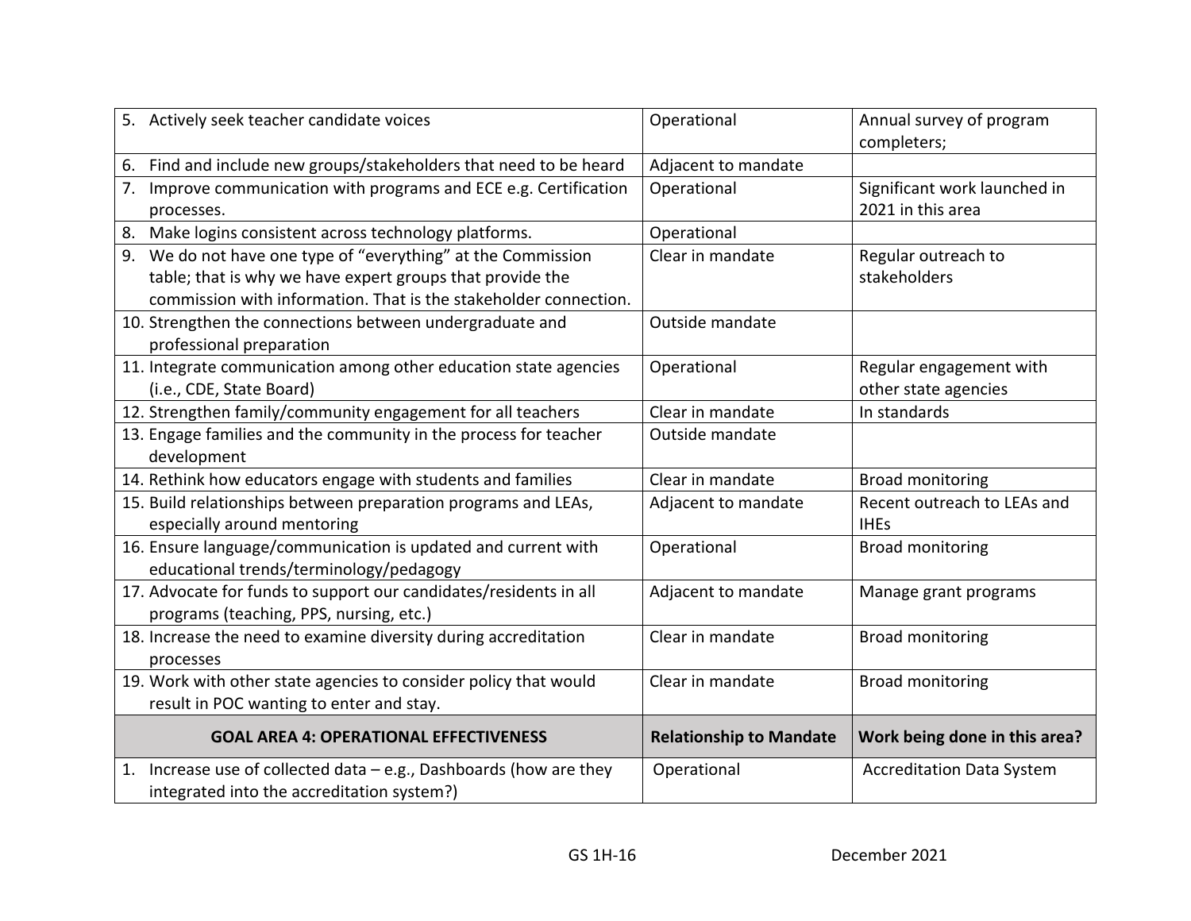| | | |
|---|---|---|
| 5. Actively seek teacher candidate voices | Operational | Annual survey of program completers; |
| 6. Find and include new groups/stakeholders that need to be heard | Adjacent to mandate | |
| 7. Improve communication with programs and ECE e.g. Certification processes. | Operational | Significant work launched in 2021 in this area |
| 8. Make logins consistent across technology platforms. | Operational | |
| 9. We do not have one type of "everything" at the Commission table; that is why we have expert groups that provide the commission with information. That is the stakeholder connection. | Clear in mandate | Regular outreach to stakeholders |
| 10. Strengthen the connections between undergraduate and professional preparation | Outside mandate | |
| 11. Integrate communication among other education state agencies (i.e., CDE, State Board) | Operational | Regular engagement with other state agencies |
| 12. Strengthen family/community engagement for all teachers | Clear in mandate | In standards |
| 13. Engage families and the community in the process for teacher development | Outside mandate | |
| 14. Rethink how educators engage with students and families | Clear in mandate | Broad monitoring |
| 15. Build relationships between preparation programs and LEAs, especially around mentoring | Adjacent to mandate | Recent outreach to LEAs and IHEs |
| 16. Ensure language/communication is updated and current with educational trends/terminology/pedagogy | Operational | Broad monitoring |
| 17. Advocate for funds to support our candidates/residents in all programs (teaching, PPS, nursing, etc.) | Adjacent to mandate | Manage grant programs |
| 18. Increase the need to examine diversity during accreditation processes | Clear in mandate | Broad monitoring |
| 19. Work with other state agencies to consider policy that would result in POC wanting to enter and stay. | Clear in mandate | Broad monitoring |
| **GOAL AREA 4: OPERATIONAL EFFECTIVENESS** | **Relationship to Mandate** | **Work being done in this area?** |
| 1. Increase use of collected data – e.g., Dashboards (how are they integrated into the accreditation system?) | Operational | Accreditation Data System |

GS 1H-16 December 2021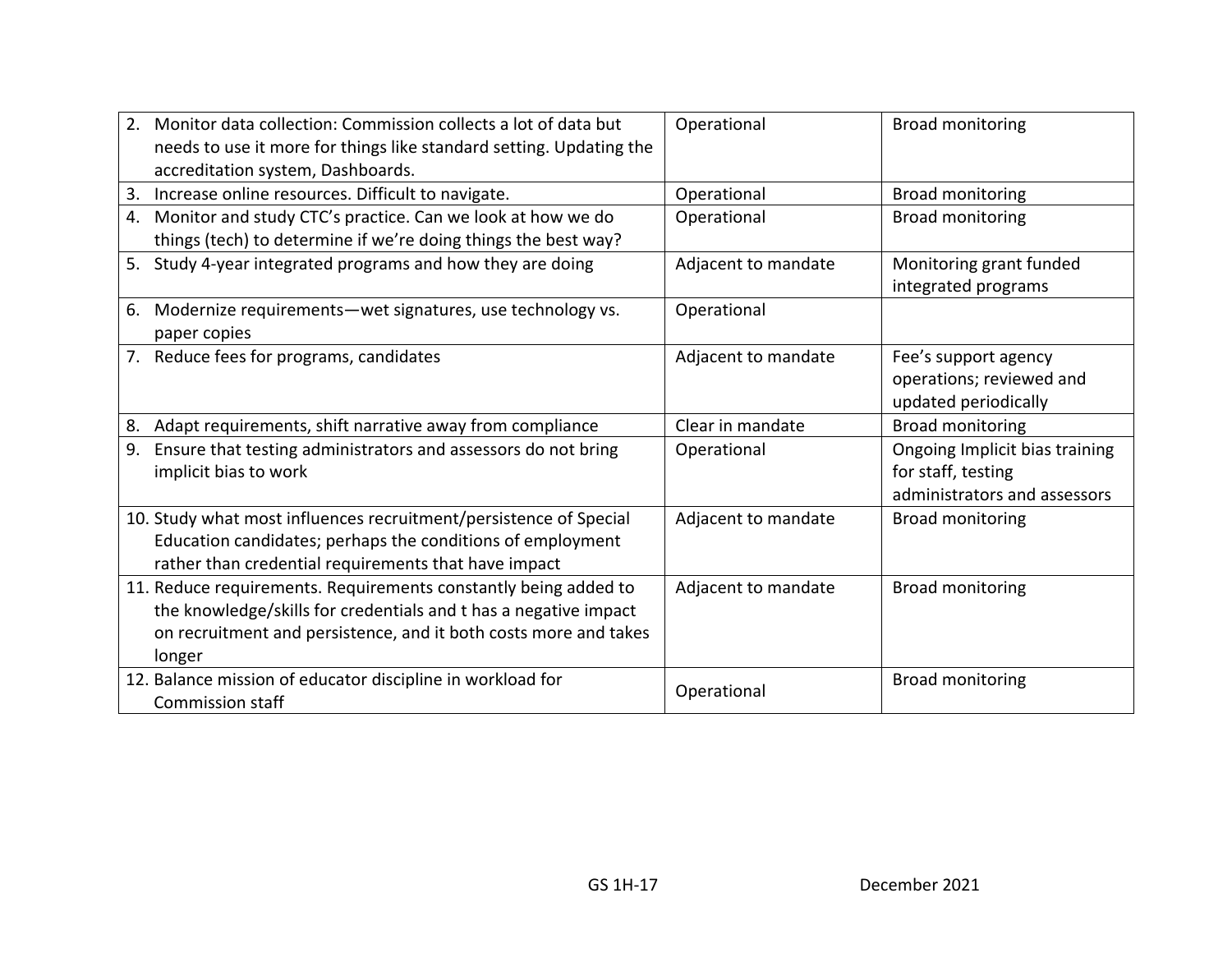| | | |
|---|---|---|
| 2. Monitor data collection: Commission collects a lot of data but needs to use it more for things like standard setting. Updating the accreditation system, Dashboards. | Operational | Broad monitoring |
| 3. Increase online resources. Difficult to navigate. | Operational | Broad monitoring |
| 4. Monitor and study CTC's practice. Can we look at how we do things (tech) to determine if we're doing things the best way? | Operational | Broad monitoring |
| 5. Study 4-year integrated programs and how they are doing | Adjacent to mandate | Monitoring grant funded integrated programs |
| 6. Modernize requirements—wet signatures, use technology vs. paper copies | Operational | |
| 7. Reduce fees for programs, candidates | Adjacent to mandate | Fee's support agency operations; reviewed and updated periodically |
| 8. Adapt requirements, shift narrative away from compliance | Clear in mandate | Broad monitoring |
| 9. Ensure that testing administrators and assessors do not bring implicit bias to work | Operational | Ongoing Implicit bias training for staff, testing administrators and assessors |
| 10. Study what most influences recruitment/persistence of Special Education candidates; perhaps the conditions of employment rather than credential requirements that have impact | Adjacent to mandate | Broad monitoring |
| 11. Reduce requirements. Requirements constantly being added to the knowledge/skills for credentials and t has a negative impact on recruitment and persistence, and it both costs more and takes longer | Adjacent to mandate | Broad monitoring |
| 12. Balance mission of educator discipline in workload for Commission staff | Operational | Broad monitoring |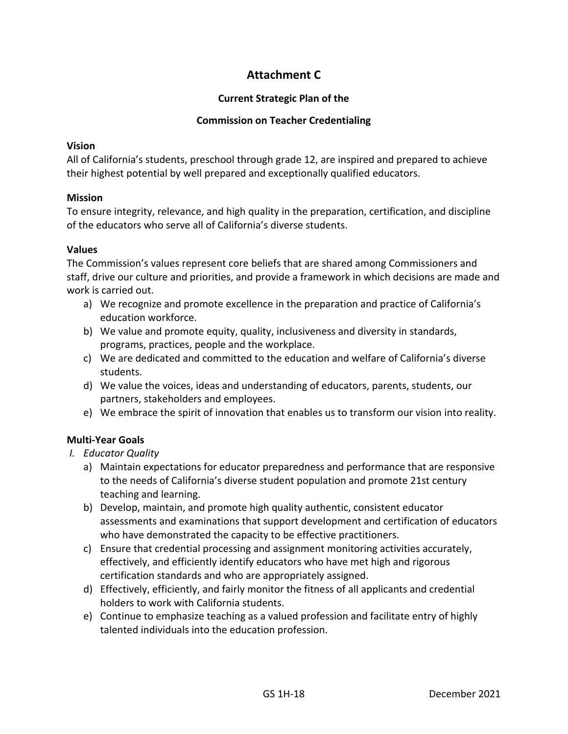## Attachment C

### Current Strategic Plan of the

### Commission on Teacher Credentialing

**Vision**

All of California's students, preschool through grade 12, are inspired and prepared to achieve their highest potential by well prepared and exceptionally qualified educators.

**Mission**

To ensure integrity, relevance, and high quality in the preparation, certification, and discipline of the educators who serve all of California's diverse students.

**Values**

The Commission's values represent core beliefs that are shared among Commissioners and staff, drive our culture and priorities, and provide a framework in which decisions are made and work is carried out.

a) We recognize and promote excellence in the preparation and practice of California's education workforce.
b) We value and promote equity, quality, inclusiveness and diversity in standards, programs, practices, people and the workplace.
c) We are dedicated and committed to the education and welfare of California's diverse students.
d) We value the voices, ideas and understanding of educators, parents, students, our partners, stakeholders and employees.
e) We embrace the spirit of innovation that enables us to transform our vision into reality.

**Multi-Year Goals**

*I. Educator Quality*

a) Maintain expectations for educator preparedness and performance that are responsive to the needs of California's diverse student population and promote 21st century teaching and learning.
b) Develop, maintain, and promote high quality authentic, consistent educator assessments and examinations that support development and certification of educators who have demonstrated the capacity to be effective practitioners.
c) Ensure that credential processing and assignment monitoring activities accurately, effectively, and efficiently identify educators who have met high and rigorous certification standards and who are appropriately assigned.
d) Effectively, efficiently, and fairly monitor the fitness of all applicants and credential holders to work with California students.
e) Continue to emphasize teaching as a valued profession and facilitate entry of highly talented individuals into the education profession.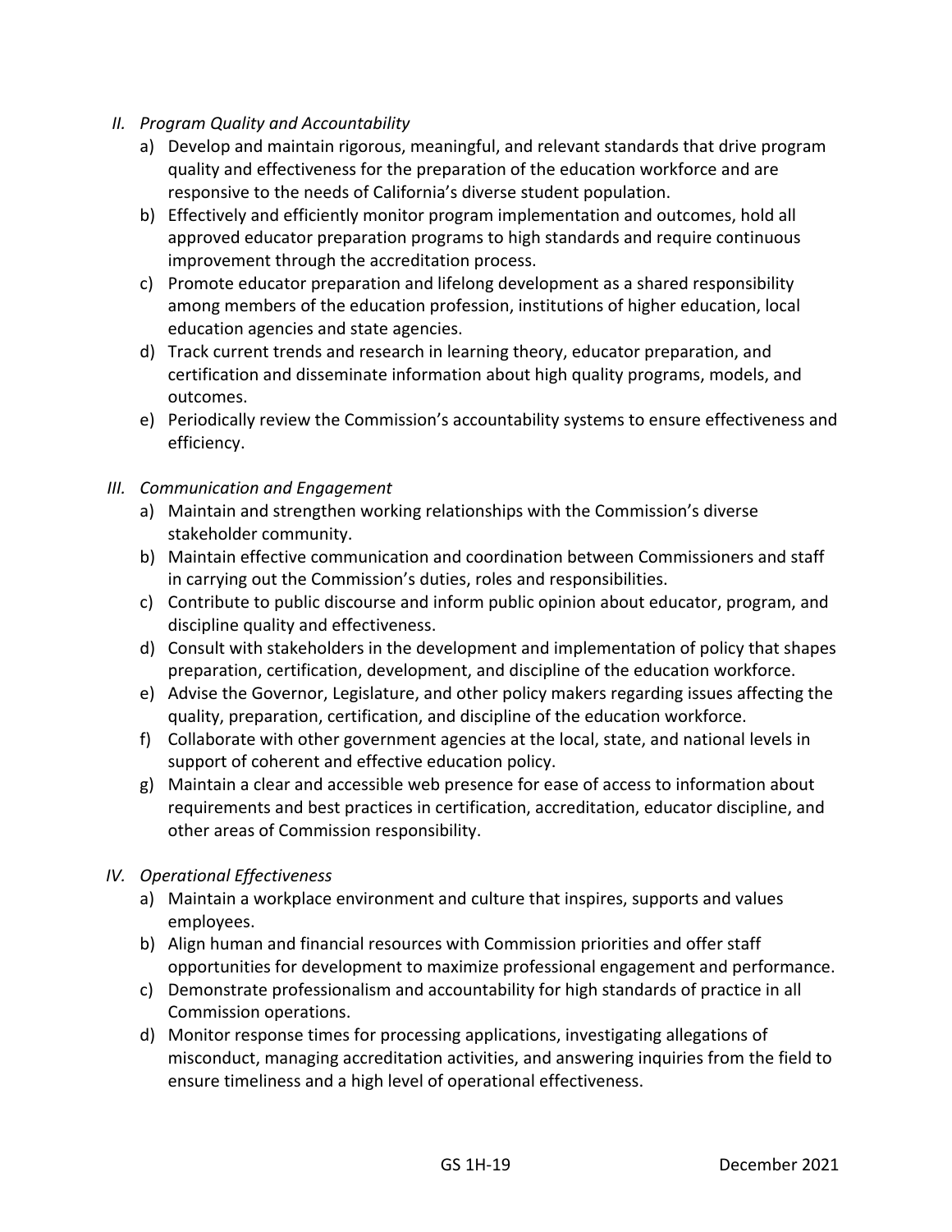*II. Program Quality and Accountability*

a) Develop and maintain rigorous, meaningful, and relevant standards that drive program quality and effectiveness for the preparation of the education workforce and are responsive to the needs of California's diverse student population.

b) Effectively and efficiently monitor program implementation and outcomes, hold all approved educator preparation programs to high standards and require continuous improvement through the accreditation process.

c) Promote educator preparation and lifelong development as a shared responsibility among members of the education profession, institutions of higher education, local education agencies and state agencies.

d) Track current trends and research in learning theory, educator preparation, and certification and disseminate information about high quality programs, models, and outcomes.

e) Periodically review the Commission's accountability systems to ensure effectiveness and efficiency.

*III. Communication and Engagement*

a) Maintain and strengthen working relationships with the Commission's diverse stakeholder community.

b) Maintain effective communication and coordination between Commissioners and staff in carrying out the Commission's duties, roles and responsibilities.

c) Contribute to public discourse and inform public opinion about educator, program, and discipline quality and effectiveness.

d) Consult with stakeholders in the development and implementation of policy that shapes preparation, certification, development, and discipline of the education workforce.

e) Advise the Governor, Legislature, and other policy makers regarding issues affecting the quality, preparation, certification, and discipline of the education workforce.

f) Collaborate with other government agencies at the local, state, and national levels in support of coherent and effective education policy.

g) Maintain a clear and accessible web presence for ease of access to information about requirements and best practices in certification, accreditation, educator discipline, and other areas of Commission responsibility.

*IV. Operational Effectiveness*

a) Maintain a workplace environment and culture that inspires, supports and values employees.

b) Align human and financial resources with Commission priorities and offer staff opportunities for development to maximize professional engagement and performance.

c) Demonstrate professionalism and accountability for high standards of practice in all Commission operations.

d) Monitor response times for processing applications, investigating allegations of misconduct, managing accreditation activities, and answering inquiries from the field to ensure timeliness and a high level of operational effectiveness.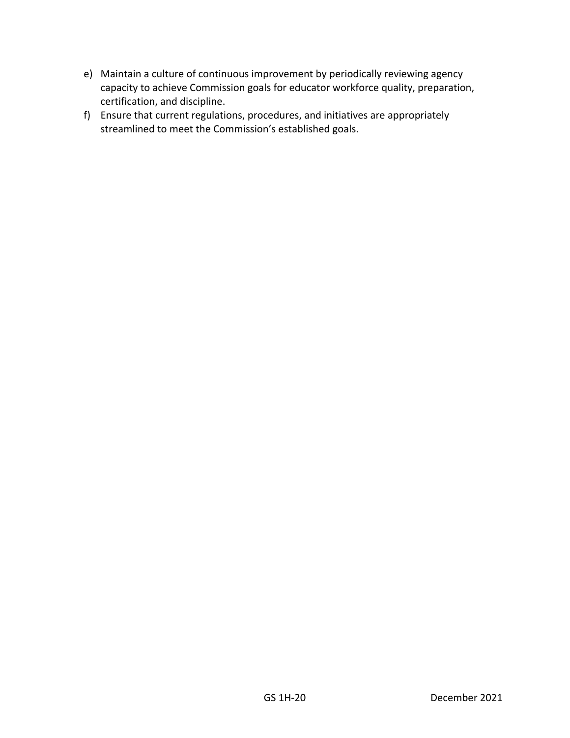e) Maintain a culture of continuous improvement by periodically reviewing agency capacity to achieve Commission goals for educator workforce quality, preparation, certification, and discipline.
f) Ensure that current regulations, procedures, and initiatives are appropriately streamlined to meet the Commission's established goals.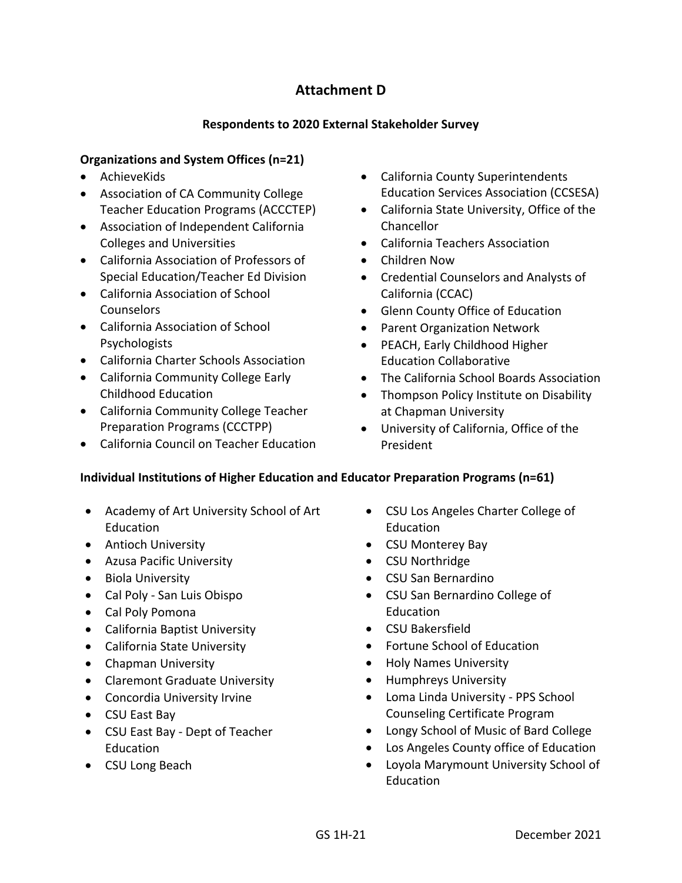# Attachment D

## Respondents to 2020 External Stakeholder Survey

**Organizations and System Offices (n=21)**

- AchieveKids
- Association of CA Community College Teacher Education Programs (ACCCTEP)
- Association of Independent California Colleges and Universities
- California Association of Professors of Special Education/Teacher Ed Division
- California Association of School Counselors
- California Association of School Psychologists
- California Charter Schools Association
- California Community College Early Childhood Education
- California Community College Teacher Preparation Programs (CCCTPP)
- California Council on Teacher Education
- California County Superintendents Education Services Association (CCSESA)
- California State University, Office of the Chancellor
- California Teachers Association
- Children Now
- Credential Counselors and Analysts of California (CCAC)
- Glenn County Office of Education
- Parent Organization Network
- PEACH, Early Childhood Higher Education Collaborative
- The California School Boards Association
- Thompson Policy Institute on Disability at Chapman University
- University of California, Office of the President

**Individual Institutions of Higher Education and Educator Preparation Programs (n=61)**

- Academy of Art University School of Art Education
- Antioch University
- Azusa Pacific University
- Biola University
- Cal Poly - San Luis Obispo
- Cal Poly Pomona
- California Baptist University
- California State University
- Chapman University
- Claremont Graduate University
- Concordia University Irvine
- CSU East Bay
- CSU East Bay - Dept of Teacher Education
- CSU Long Beach
- CSU Los Angeles Charter College of Education
- CSU Monterey Bay
- CSU Northridge
- CSU San Bernardino
- CSU San Bernardino College of Education
- CSU Bakersfield
- Fortune School of Education
- Holy Names University
- Humphreys University
- Loma Linda University - PPS School Counseling Certificate Program
- Longy School of Music of Bard College
- Los Angeles County office of Education
- Loyola Marymount University School of Education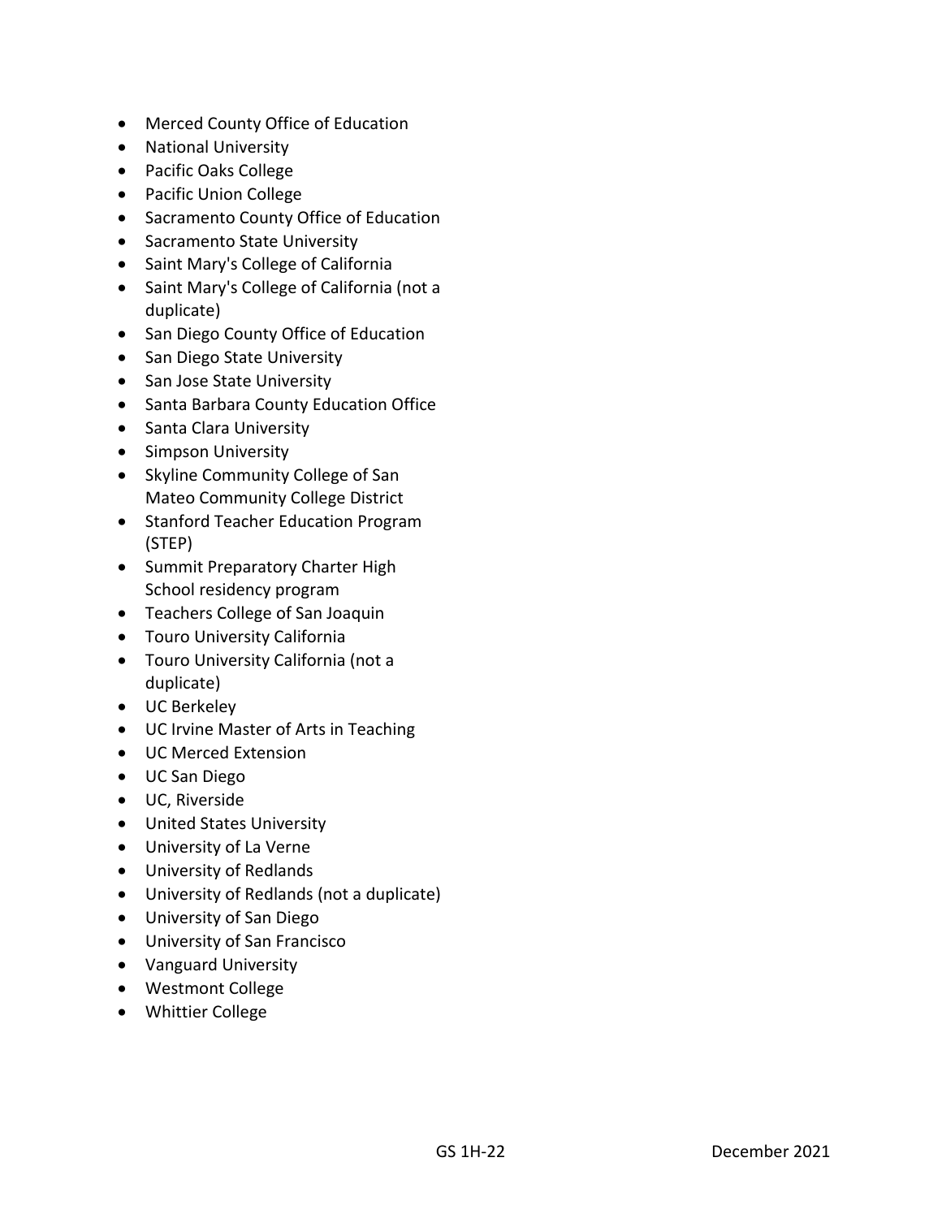- Merced County Office of Education
- National University
- Pacific Oaks College
- Pacific Union College
- Sacramento County Office of Education
- Sacramento State University
- Saint Mary's College of California
- Saint Mary's College of California (not a duplicate)
- San Diego County Office of Education
- San Diego State University
- San Jose State University
- Santa Barbara County Education Office
- Santa Clara University
- Simpson University
- Skyline Community College of San Mateo Community College District
- Stanford Teacher Education Program (STEP)
- Summit Preparatory Charter High School residency program
- Teachers College of San Joaquin
- Touro University California
- Touro University California (not a duplicate)
- UC Berkeley
- UC Irvine Master of Arts in Teaching
- UC Merced Extension
- UC San Diego
- UC, Riverside
- United States University
- University of La Verne
- University of Redlands
- University of Redlands (not a duplicate)
- University of San Diego
- University of San Francisco
- Vanguard University
- Westmont College
- Whittier College